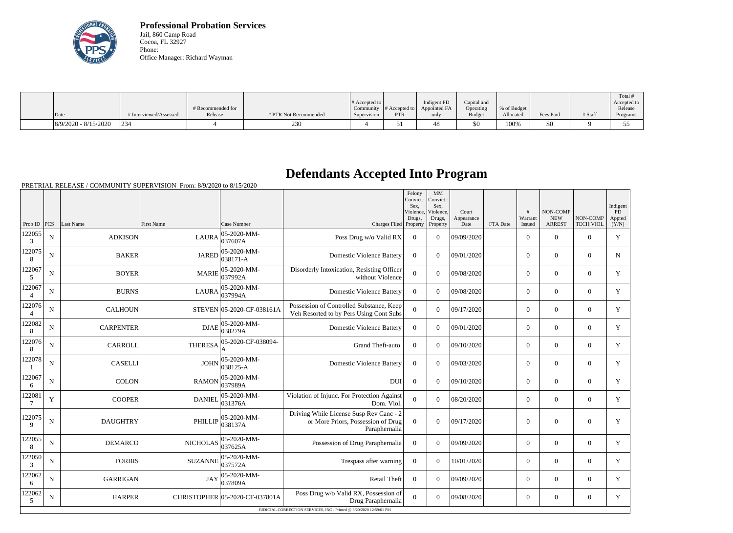**Professional Probation Services**
Jail, 860 Camp Road
Cocoa, FL 32927
Phone:
Office Manager: Richard Wayman

| Date | # Interviewed/Assessed | # Recommended for Release | # PTR Not Recommended | # Accepted to Community Supervision | # Accepted to PTR | Indigent PD Appointed FA only | Capital and Operating Budget | % of Budget Allocated | Fees Paid | # Staff | Total # Accepted to Release Programs |
|---|---|---|---|---|---|---|---|---|---|---|---|
| 8/9/2020 - 8/15/2020 | 234 | 4 | 230 | 4 | 51 | 48 | $0 | 100% | $0 | 9 | 55 |

# Defendants Accepted Into Program

PRETRIAL RELEASE / COMMUNITY SUPERVISION From: 8/9/2020 to 8/15/2020

| Prob ID | PCS | Last Name | First Name | Case Number | Charges Filed | Felony Convict.: Sex, Violence, Drugs, Property | MM Convict.: Sex, Violence, Drugs, Property | Court Appearance Date | FTA Date | # Warrant Issued | NON-COMP NEW ARREST | NON-COMP TECH VIOL | Indigent PD Appted (Y/N) |
|---|---|---|---|---|---|---|---|---|---|---|---|---|---|
| 1220553 | N | ADKISON | LAURA | 05-2020-MM-037607A | Poss Drug w/o Valid RX | 0 | 0 | 09/09/2020 | | 0 | 0 | 0 | Y |
| 1220758 | N | BAKER | JARED | 05-2020-MM-038171-A | Domestic Violence Battery | 0 | 0 | 09/01/2020 | | 0 | 0 | 0 | N |
| 1220675 | N | BOYER | MARIE | 05-2020-MM-037992A | Disorderly Intoxication, Resisting Officer without Violence | 0 | 0 | 09/08/2020 | | 0 | 0 | 0 | Y |
| 1220674 | N | BURNS | LAURA | 05-2020-MM-037994A | Domestic Violence Battery | 0 | 0 | 09/08/2020 | | 0 | 0 | 0 | Y |
| 1220764 | N | CALHOUN | STEVEN | 05-2020-CF-038161A | Possession of Controlled Substance, Keep Veh Resorted to by Pers Using Cont Subs | 0 | 0 | 09/17/2020 | | 0 | 0 | 0 | Y |
| 1220828 | N | CARPENTER | DJAE | 05-2020-MM-038279A | Domestic Violence Battery | 0 | 0 | 09/01/2020 | | 0 | 0 | 0 | Y |
| 1220768 | N | CARROLL | THERESA | 05-2020-CF-038094-A | Grand Theft-auto | 0 | 0 | 09/10/2020 | | 0 | 0 | 0 | Y |
| 1220781 | N | CASELLI | JOHN | 05-2020-MM-038125-A | Domestic Violence Battery | 0 | 0 | 09/03/2020 | | 0 | 0 | 0 | Y |
| 1220676 | N | COLON | RAMON | 05-2020-MM-037989A | DUI | 0 | 0 | 09/10/2020 | | 0 | 0 | 0 | Y |
| 1220817 | Y | COOPER | DANIEL | 05-2020-MM-031376A | Violation of Injunc. For Protection Against Dom. Viol. | 0 | 0 | 08/20/2020 | | 0 | 0 | 0 | Y |
| 1220759 | N | DAUGHTRY | PHILLIP | 05-2020-MM-038137A | Driving While License Susp Rev Canc - 2 or More Priors, Possession of Drug Paraphernalia | 0 | 0 | 09/17/2020 | | 0 | 0 | 0 | Y |
| 1220558 | N | DEMARCO | NICHOLAS | 05-2020-MM-037625A | Possession of Drug Paraphernalia | 0 | 0 | 09/09/2020 | | 0 | 0 | 0 | Y |
| 1220503 | N | FORBIS | SUZANNE | 05-2020-MM-037572A | Trespass after warning | 0 | 0 | 10/01/2020 | | 0 | 0 | 0 | Y |
| 1220626 | N | GARRIGAN | JAY | 05-2020-MM-037809A | Retail Theft | 0 | 0 | 09/09/2020 | | 0 | 0 | 0 | Y |
| 1220625 | N | HARPER | CHRISTOPHER | 05-2020-CF-037801A | Poss Drug w/o Valid RX, Possession of Drug Paraphernalia | 0 | 0 | 09/08/2020 | | 0 | 0 | 0 | Y |

JUDICIAL CORRECTION SERVICES, INC - Printed @ 8/20/2020 12:59:01 PM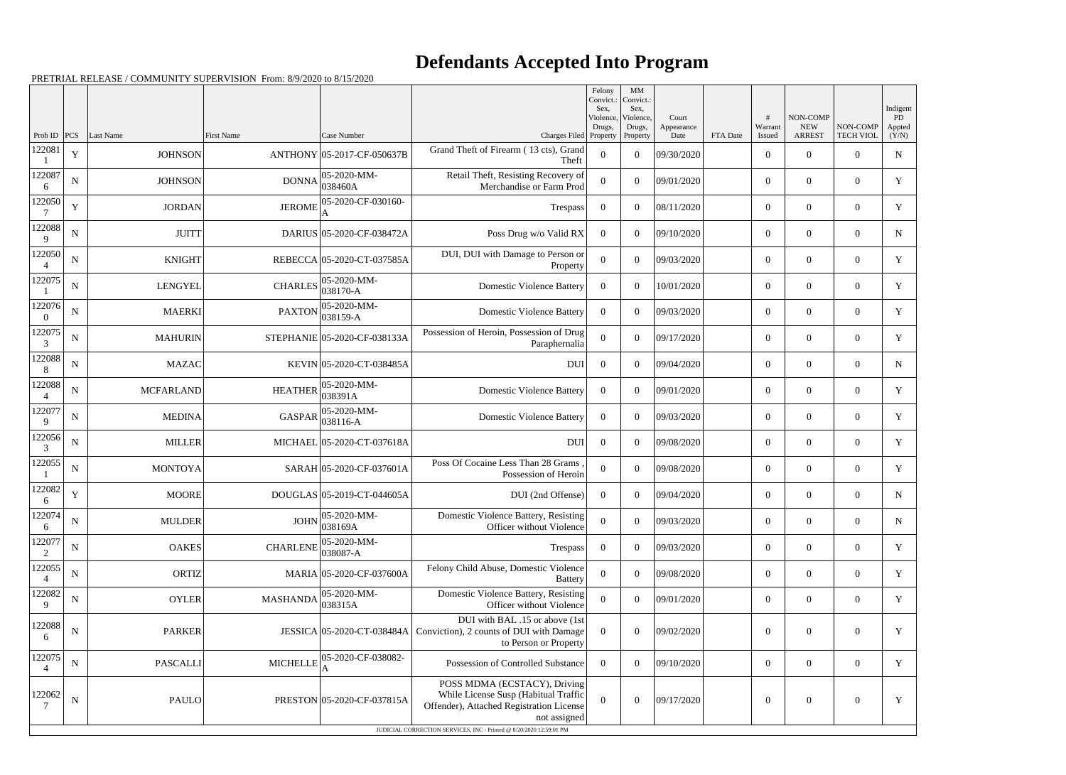# Defendants Accepted Into Program

PRETRIAL RELEASE / COMMUNITY SUPERVISION From: 8/9/2020 to 8/15/2020

| Prob ID | PCS | Last Name | First Name | Case Number | Charges Filed | Felony Convict.: Sex, Violence, Drugs, Property | MM Convict.: Sex, Violence, Drugs, Property | Court Appearance Date | FTA Date | # Warrant Issued | NON-COMP NEW ARREST | NON-COMP TECH VIOL | Indigent PD Appted (Y/N) |
|---|---|---|---|---|---|---|---|---|---|---|---|---|---|
| 1220811 | Y | JOHNSON | ANTHONY | 05-2017-CF-050637B | Grand Theft of Firearm ( 13 cts), Grand Theft | 0 | 0 | 09/30/2020 | | 0 | 0 | 0 | N |
| 1220876 | N | JOHNSON | DONNA | 05-2020-MM-038460A | Retail Theft, Resisting Recovery of Merchandise or Farm Prod | 0 | 0 | 09/01/2020 | | 0 | 0 | 0 | Y |
| 1220507 | Y | JORDAN | JEROME | 05-2020-CF-030160-A | Trespass | 0 | 0 | 08/11/2020 | | 0 | 0 | 0 | Y |
| 1220889 | N | JUITT | DARIUS | 05-2020-CF-038472A | Poss Drug w/o Valid RX | 0 | 0 | 09/10/2020 | | 0 | 0 | 0 | N |
| 1220504 | N | KNIGHT | REBECCA | 05-2020-CT-037585A | DUI, DUI with Damage to Person or Property | 0 | 0 | 09/03/2020 | | 0 | 0 | 0 | Y |
| 1220751 | N | LENGYEL | CHARLES | 05-2020-MM-038170-A | Domestic Violence Battery | 0 | 0 | 10/01/2020 | | 0 | 0 | 0 | Y |
| 1220760 | N | MAERKI | PAXTON | 05-2020-MM-038159-A | Domestic Violence Battery | 0 | 0 | 09/03/2020 | | 0 | 0 | 0 | Y |
| 1220753 | N | MAHURIN | STEPHANIE | 05-2020-CF-038133A | Possession of Heroin, Possession of Drug Paraphernalia | 0 | 0 | 09/17/2020 | | 0 | 0 | 0 | Y |
| 1220888 | N | MAZAC | KEVIN | 05-2020-CT-038485A | DUI | 0 | 0 | 09/04/2020 | | 0 | 0 | 0 | N |
| 1220884 | N | MCFARLAND | HEATHER | 05-2020-MM-038391A | Domestic Violence Battery | 0 | 0 | 09/01/2020 | | 0 | 0 | 0 | Y |
| 1220779 | N | MEDINA | GASPAR | 05-2020-MM-038116-A | Domestic Violence Battery | 0 | 0 | 09/03/2020 | | 0 | 0 | 0 | Y |
| 1220563 | N | MILLER | MICHAEL | 05-2020-CT-037618A | DUI | 0 | 0 | 09/08/2020 | | 0 | 0 | 0 | Y |
| 1220551 | N | MONTOYA | SARAH | 05-2020-CF-037601A | Poss Of Cocaine Less Than 28 Grams , Possession of Heroin | 0 | 0 | 09/08/2020 | | 0 | 0 | 0 | Y |
| 1220826 | Y | MOORE | DOUGLAS | 05-2019-CT-044605A | DUI (2nd Offense) | 0 | 0 | 09/04/2020 | | 0 | 0 | 0 | N |
| 1220746 | N | MULDER | JOHN | 05-2020-MM-038169A | Domestic Violence Battery, Resisting Officer without Violence | 0 | 0 | 09/03/2020 | | 0 | 0 | 0 | N |
| 1220772 | N | OAKES | CHARLENE | 05-2020-MM-038087-A | Trespass | 0 | 0 | 09/03/2020 | | 0 | 0 | 0 | Y |
| 1220554 | N | ORTIZ | MARIA | 05-2020-CF-037600A | Felony Child Abuse, Domestic Violence Battery | 0 | 0 | 09/08/2020 | | 0 | 0 | 0 | Y |
| 1220829 | N | OYLER | MASHANDA | 05-2020-MM-038315A | Domestic Violence Battery, Resisting Officer without Violence | 0 | 0 | 09/01/2020 | | 0 | 0 | 0 | Y |
| 1220886 | N | PARKER | JESSICA | 05-2020-CT-038484A | DUI with BAL .15 or above (1st Conviction), 2 counts of DUI with Damage to Person or Property | 0 | 0 | 09/02/2020 | | 0 | 0 | 0 | Y |
| 1220754 | N | PASCALLI | MICHELLE | 05-2020-CF-038082-A | Possession of Controlled Substance | 0 | 0 | 09/10/2020 | | 0 | 0 | 0 | Y |
| 1220627 | N | PAULO | PRESTON | 05-2020-CF-037815A | POSS MDMA (ECSTACY), Driving While License Susp (Habitual Traffic Offender), Attached Registration License not assigned | 0 | 0 | 09/17/2020 | | 0 | 0 | 0 | Y |

JUDICIAL CORRECTION SERVICES, INC - Printed @ 8/20/2020 12:59:01 PM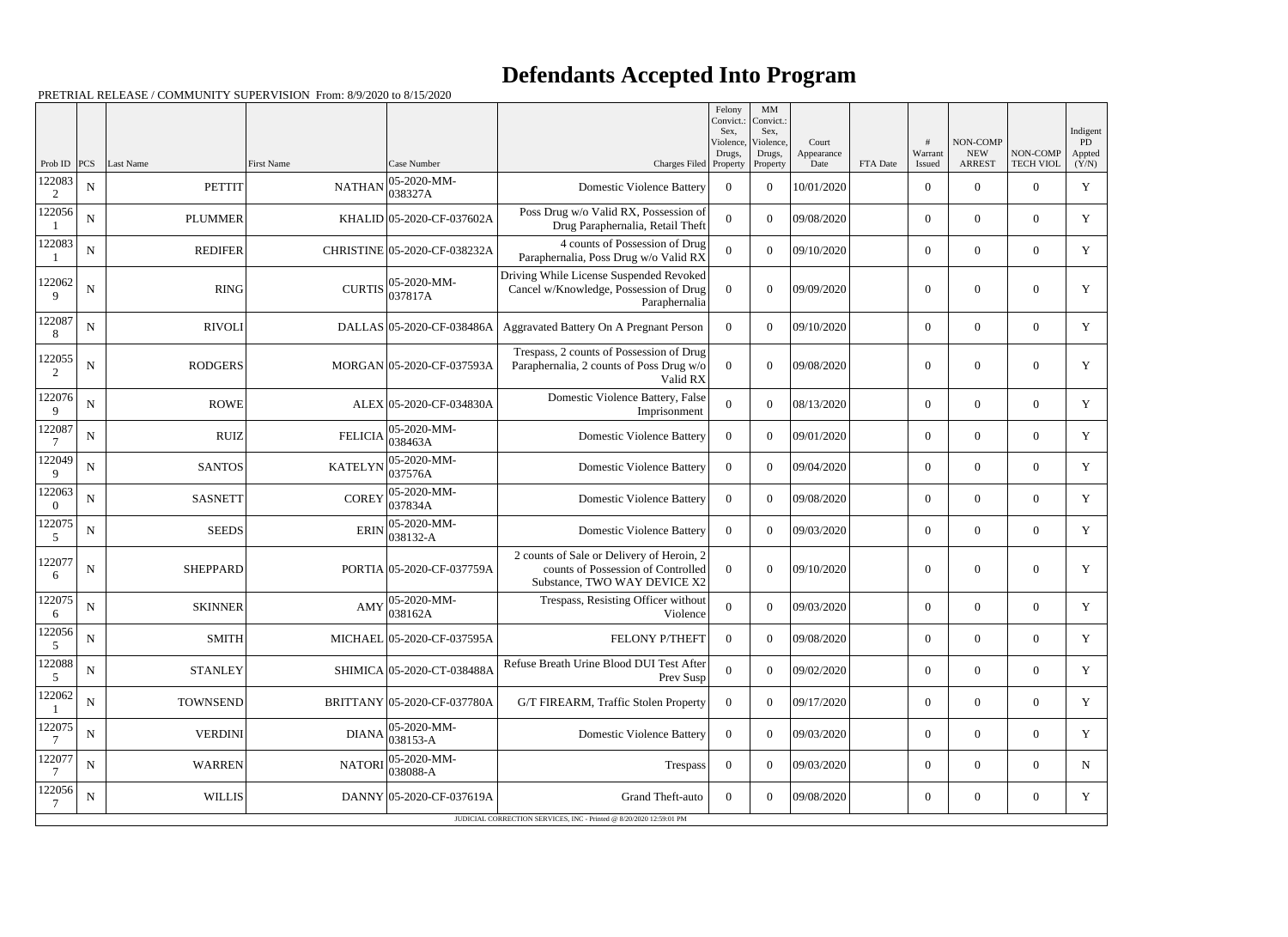# Defendants Accepted Into Program

PRETRIAL RELEASE / COMMUNITY SUPERVISION From: 8/9/2020 to 8/15/2020

| Prob ID | PCS | Last Name | First Name | Case Number | Charges Filed | Felony Convict.: Sex, Violence, Drugs, Property | MM Convict.: Sex, Violence, Drugs, Property | Court Appearance Date | FTA Date | # Warrant Issued | NON-COMP NEW ARREST | NON-COMP TECH VIOL | Indigent PD Appted (Y/N) |
|---|---|---|---|---|---|---|---|---|---|---|---|---|---|
| 1220832 | N | PETTIT | NATHAN | 05-2020-MM-038327A | Domestic Violence Battery | 0 | 0 | 10/01/2020 | | 0 | 0 | 0 | Y |
| 1220561 | N | PLUMMER | KHALID | 05-2020-CF-037602A | Poss Drug w/o Valid RX, Possession of Drug Paraphernalia, Retail Theft | 0 | 0 | 09/08/2020 | | 0 | 0 | 0 | Y |
| 1220831 | N | REDIFER | CHRISTINE | 05-2020-CF-038232A | 4 counts of Possession of Drug Paraphernalia, Poss Drug w/o Valid RX | 0 | 0 | 09/10/2020 | | 0 | 0 | 0 | Y |
| 1220629 | N | RING | CURTIS | 05-2020-MM-037817A | Driving While License Suspended Revoked Cancel w/Knowledge, Possession of Drug Paraphernalia | 0 | 0 | 09/09/2020 | | 0 | 0 | 0 | Y |
| 1220878 | N | RIVOLI | DALLAS | 05-2020-CF-038486A | Aggravated Battery On A Pregnant Person | 0 | 0 | 09/10/2020 | | 0 | 0 | 0 | Y |
| 1220552 | N | RODGERS | MORGAN | 05-2020-CF-037593A | Trespass, 2 counts of Possession of Drug Paraphernalia, 2 counts of Poss Drug w/o Valid RX | 0 | 0 | 09/08/2020 | | 0 | 0 | 0 | Y |
| 1220769 | N | ROWE | ALEX | 05-2020-CF-034830A | Domestic Violence Battery, False Imprisonment | 0 | 0 | 08/13/2020 | | 0 | 0 | 0 | Y |
| 1220877 | N | RUIZ | FELICIA | 05-2020-MM-038463A | Domestic Violence Battery | 0 | 0 | 09/01/2020 | | 0 | 0 | 0 | Y |
| 1220499 | N | SANTOS | KATELYN | 05-2020-MM-037576A | Domestic Violence Battery | 0 | 0 | 09/04/2020 | | 0 | 0 | 0 | Y |
| 1220630 | N | SASNETT | COREY | 05-2020-MM-037834A | Domestic Violence Battery | 0 | 0 | 09/08/2020 | | 0 | 0 | 0 | Y |
| 1220755 | N | SEEDS | ERIN | 05-2020-MM-038132-A | Domestic Violence Battery | 0 | 0 | 09/03/2020 | | 0 | 0 | 0 | Y |
| 1220776 | N | SHEPPARD | PORTIA | 05-2020-CF-037759A | 2 counts of Sale or Delivery of Heroin, 2 counts of Possession of Controlled Substance, TWO WAY DEVICE X2 | 0 | 0 | 09/10/2020 | | 0 | 0 | 0 | Y |
| 1220756 | N | SKINNER | AMY | 05-2020-MM-038162A | Trespass, Resisting Officer without Violence | 0 | 0 | 09/03/2020 | | 0 | 0 | 0 | Y |
| 1220565 | N | SMITH | MICHAEL | 05-2020-CF-037595A | FELONY P/THEFT | 0 | 0 | 09/08/2020 | | 0 | 0 | 0 | Y |
| 1220885 | N | STANLEY | SHIMICA | 05-2020-CT-038488A | Refuse Breath Urine Blood DUI Test After Prev Susp | 0 | 0 | 09/02/2020 | | 0 | 0 | 0 | Y |
| 1220621 | N | TOWNSEND | BRITTANY | 05-2020-CF-037780A | G/T FIREARM, Traffic Stolen Property | 0 | 0 | 09/17/2020 | | 0 | 0 | 0 | Y |
| 1220757 | N | VERDINI | DIANA | 05-2020-MM-038153-A | Domestic Violence Battery | 0 | 0 | 09/03/2020 | | 0 | 0 | 0 | Y |
| 1220777 | N | WARREN | NATORI | 05-2020-MM-038088-A | Trespass | 0 | 0 | 09/03/2020 | | 0 | 0 | 0 | N |
| 1220567 | N | WILLIS | DANNY | 05-2020-CF-037619A | Grand Theft-auto | 0 | 0 | 09/08/2020 | | 0 | 0 | 0 | Y |

JUDICIAL CORRECTION SERVICES, INC - Printed @ 8/20/2020 12:59:01 PM